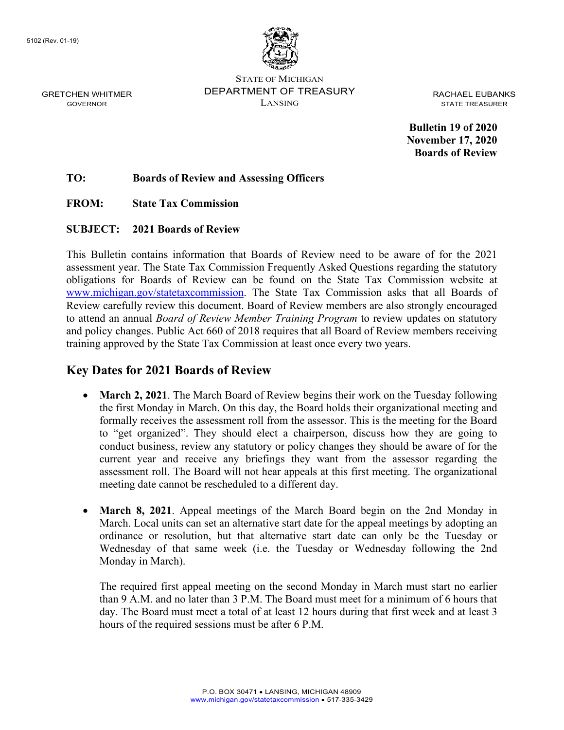5102 (Rev. 01-19)

STATE OF MICHIGAN
DEPARTMENT OF TREASURY
LANSING

GRETCHEN WHITMER
GOVERNOR

RACHAEL EUBANKS
STATE TREASURER

**Bulletin 19 of 2020**
**November 17, 2020**
**Boards of Review**

**TO:** **Boards of Review and Assessing Officers**

**FROM:** **State Tax Commission**

**SUBJECT:** **2021 Boards of Review**

This Bulletin contains information that Boards of Review need to be aware of for the 2021 assessment year. The State Tax Commission Frequently Asked Questions regarding the statutory obligations for Boards of Review can be found on the State Tax Commission website at www.michigan.gov/statetaxcommission. The State Tax Commission asks that all Boards of Review carefully review this document. Board of Review members are also strongly encouraged to attend an annual *Board of Review Member Training Program* to review updates on statutory and policy changes. Public Act 660 of 2018 requires that all Board of Review members receiving training approved by the State Tax Commission at least once every two years.

## Key Dates for 2021 Boards of Review

- **March 2, 2021**. The March Board of Review begins their work on the Tuesday following the first Monday in March. On this day, the Board holds their organizational meeting and formally receives the assessment roll from the assessor. This is the meeting for the Board to "get organized". They should elect a chairperson, discuss how they are going to conduct business, review any statutory or policy changes they should be aware of for the current year and receive any briefings they want from the assessor regarding the assessment roll. The Board will not hear appeals at this first meeting. The organizational meeting date cannot be rescheduled to a different day.

- **March 8, 2021**. Appeal meetings of the March Board begin on the 2nd Monday in March. Local units can set an alternative start date for the appeal meetings by adopting an ordinance or resolution, but that alternative start date can only be the Tuesday or Wednesday of that same week (i.e. the Tuesday or Wednesday following the 2nd Monday in March).

  The required first appeal meeting on the second Monday in March must start no earlier than 9 A.M. and no later than 3 P.M. The Board must meet for a minimum of 6 hours that day. The Board must meet a total of at least 12 hours during that first week and at least 3 hours of the required sessions must be after 6 P.M.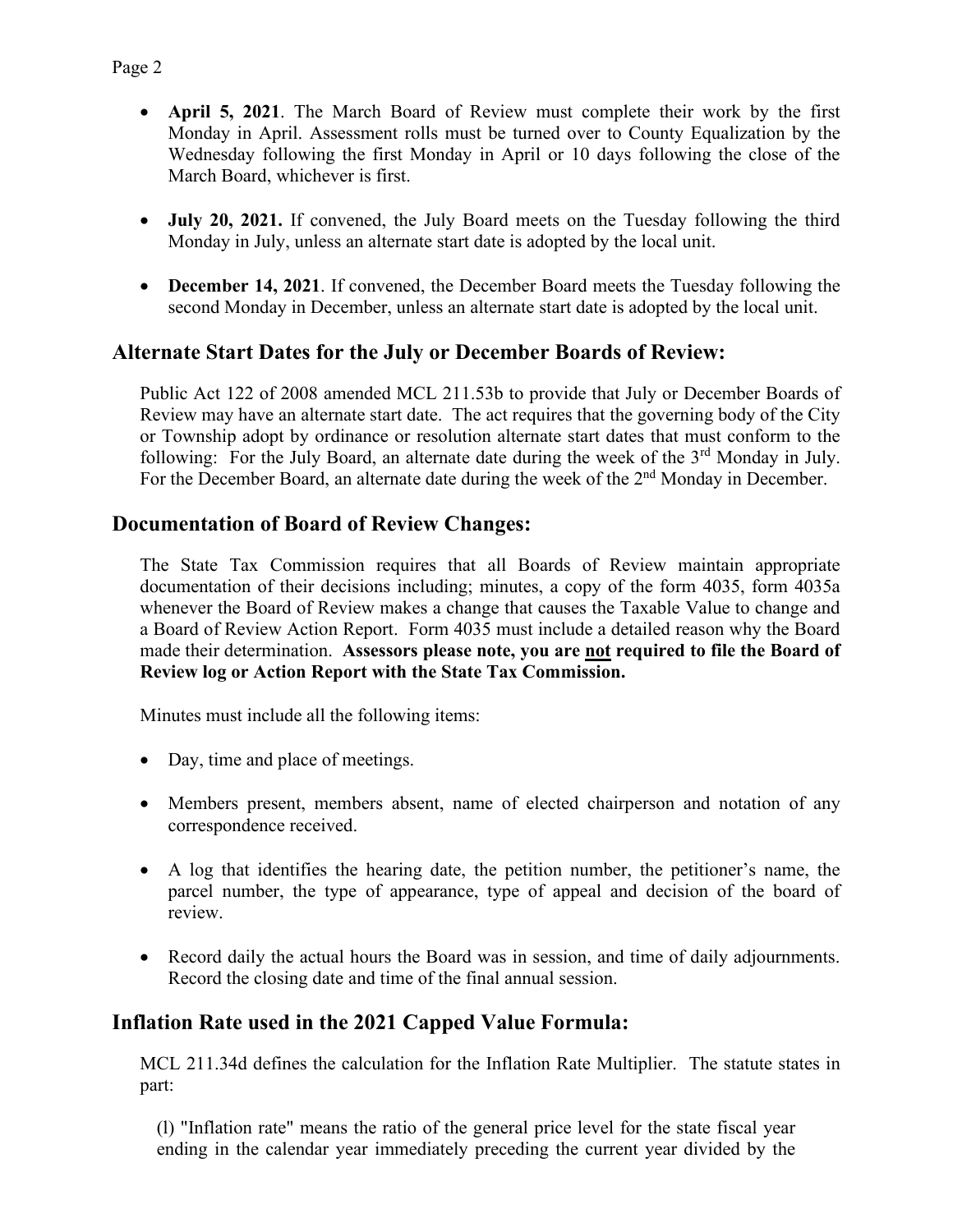- **April 5, 2021**. The March Board of Review must complete their work by the first Monday in April. Assessment rolls must be turned over to County Equalization by the Wednesday following the first Monday in April or 10 days following the close of the March Board, whichever is first.

- **July 20, 2021.** If convened, the July Board meets on the Tuesday following the third Monday in July, unless an alternate start date is adopted by the local unit.

- **December 14, 2021**. If convened, the December Board meets the Tuesday following the second Monday in December, unless an alternate start date is adopted by the local unit.

## Alternate Start Dates for the July or December Boards of Review:

Public Act 122 of 2008 amended MCL 211.53b to provide that July or December Boards of Review may have an alternate start date. The act requires that the governing body of the City or Township adopt by ordinance or resolution alternate start dates that must conform to the following: For the July Board, an alternate date during the week of the 3rd Monday in July. For the December Board, an alternate date during the week of the 2nd Monday in December.

## Documentation of Board of Review Changes:

The State Tax Commission requires that all Boards of Review maintain appropriate documentation of their decisions including; minutes, a copy of the form 4035, form 4035a whenever the Board of Review makes a change that causes the Taxable Value to change and a Board of Review Action Report. Form 4035 must include a detailed reason why the Board made their determination. **Assessors please note, you are <u>not</u> required to file the Board of Review log or Action Report with the State Tax Commission.**

Minutes must include all the following items:

- Day, time and place of meetings.

- Members present, members absent, name of elected chairperson and notation of any correspondence received.

- A log that identifies the hearing date, the petition number, the petitioner's name, the parcel number, the type of appearance, type of appeal and decision of the board of review.

- Record daily the actual hours the Board was in session, and time of daily adjournments. Record the closing date and time of the final annual session.

## Inflation Rate used in the 2021 Capped Value Formula:

MCL 211.34d defines the calculation for the Inflation Rate Multiplier. The statute states in part:

(l) "Inflation rate" means the ratio of the general price level for the state fiscal year ending in the calendar year immediately preceding the current year divided by the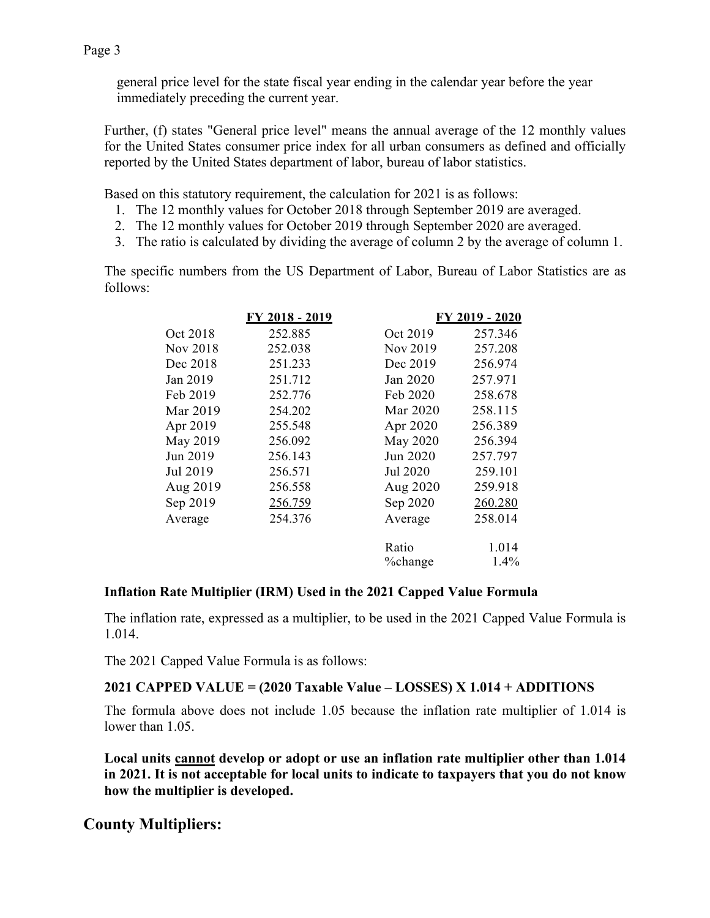general price level for the state fiscal year ending in the calendar year before the year immediately preceding the current year.

Further, (f) states "General price level" means the annual average of the 12 monthly values for the United States consumer price index for all urban consumers as defined and officially reported by the United States department of labor, bureau of labor statistics.

Based on this statutory requirement, the calculation for 2021 is as follows:

1. The 12 monthly values for October 2018 through September 2019 are averaged.
2. The 12 monthly values for October 2019 through September 2020 are averaged.
3. The ratio is calculated by dividing the average of column 2 by the average of column 1.

The specific numbers from the US Department of Labor, Bureau of Labor Statistics are as follows:

| | FY 2018 - 2019 | | FY 2019 - 2020 |
|---|---|---|---|
| Oct 2018 | 252.885 | Oct 2019 | 257.346 |
| Nov 2018 | 252.038 | Nov 2019 | 257.208 |
| Dec 2018 | 251.233 | Dec 2019 | 256.974 |
| Jan 2019 | 251.712 | Jan 2020 | 257.971 |
| Feb 2019 | 252.776 | Feb 2020 | 258.678 |
| Mar 2019 | 254.202 | Mar 2020 | 258.115 |
| Apr 2019 | 255.548 | Apr 2020 | 256.389 |
| May 2019 | 256.092 | May 2020 | 256.394 |
| Jun 2019 | 256.143 | Jun 2020 | 257.797 |
| Jul 2019 | 256.571 | Jul 2020 | 259.101 |
| Aug 2019 | 256.558 | Aug 2020 | 259.918 |
| Sep 2019 | 256.759 | Sep 2020 | 260.280 |
| Average | 254.376 | Average | 258.014 |
| | | Ratio | 1.014 |
| | | %change | 1.4% |

**Inflation Rate Multiplier (IRM) Used in the 2021 Capped Value Formula**

The inflation rate, expressed as a multiplier, to be used in the 2021 Capped Value Formula is 1.014.

The 2021 Capped Value Formula is as follows:

**2021 CAPPED VALUE = (2020 Taxable Value – LOSSES) X 1.014 + ADDITIONS**

The formula above does not include 1.05 because the inflation rate multiplier of 1.014 is lower than 1.05.

**Local units cannot develop or adopt or use an inflation rate multiplier other than 1.014 in 2021. It is not acceptable for local units to indicate to taxpayers that you do not know how the multiplier is developed.**

## County Multipliers: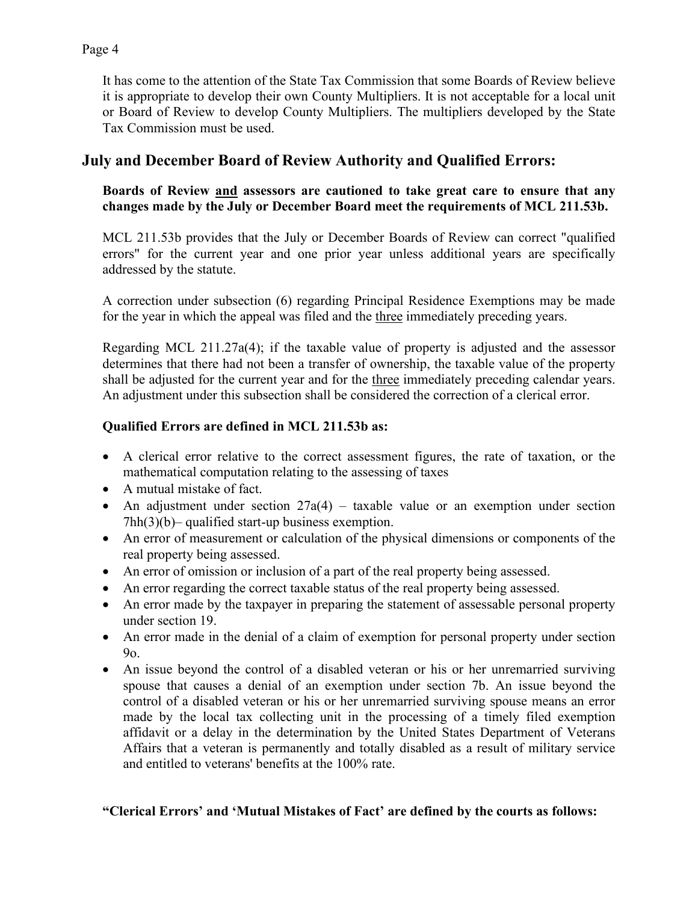It has come to the attention of the State Tax Commission that some Boards of Review believe it is appropriate to develop their own County Multipliers. It is not acceptable for a local unit or Board of Review to develop County Multipliers. The multipliers developed by the State Tax Commission must be used.

## July and December Board of Review Authority and Qualified Errors:

**Boards of Review <u>and</u> assessors are cautioned to take great care to ensure that any changes made by the July or December Board meet the requirements of MCL 211.53b.**

MCL 211.53b provides that the July or December Boards of Review can correct "qualified errors" for the current year and one prior year unless additional years are specifically addressed by the statute.

A correction under subsection (6) regarding Principal Residence Exemptions may be made for the year in which the appeal was filed and the <u>three</u> immediately preceding years.

Regarding MCL 211.27a(4); if the taxable value of property is adjusted and the assessor determines that there had not been a transfer of ownership, the taxable value of the property shall be adjusted for the current year and for the <u>three</u> immediately preceding calendar years. An adjustment under this subsection shall be considered the correction of a clerical error.

**Qualified Errors are defined in MCL 211.53b as:**

- A clerical error relative to the correct assessment figures, the rate of taxation, or the mathematical computation relating to the assessing of taxes
- A mutual mistake of fact.
- An adjustment under section 27a(4) – taxable value or an exemption under section 7hh(3)(b)– qualified start-up business exemption.
- An error of measurement or calculation of the physical dimensions or components of the real property being assessed.
- An error of omission or inclusion of a part of the real property being assessed.
- An error regarding the correct taxable status of the real property being assessed.
- An error made by the taxpayer in preparing the statement of assessable personal property under section 19.
- An error made in the denial of a claim of exemption for personal property under section 9o.
- An issue beyond the control of a disabled veteran or his or her unremarried surviving spouse that causes a denial of an exemption under section 7b. An issue beyond the control of a disabled veteran or his or her unremarried surviving spouse means an error made by the local tax collecting unit in the processing of a timely filed exemption affidavit or a delay in the determination by the United States Department of Veterans Affairs that a veteran is permanently and totally disabled as a result of military service and entitled to veterans' benefits at the 100% rate.

**"Clerical Errors' and 'Mutual Mistakes of Fact' are defined by the courts as follows:**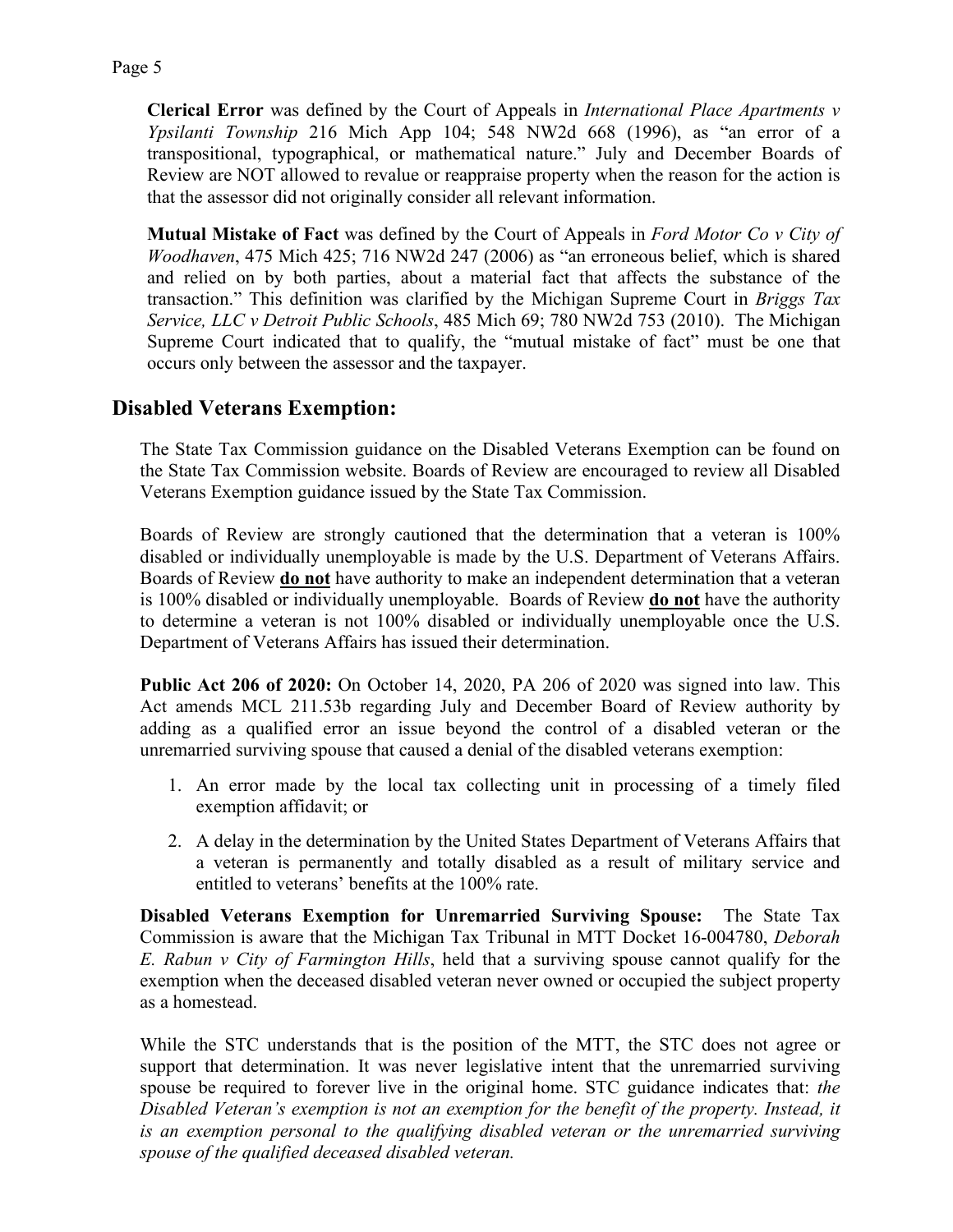**Clerical Error** was defined by the Court of Appeals in *International Place Apartments v Ypsilanti Township* 216 Mich App 104; 548 NW2d 668 (1996), as "an error of a transpositional, typographical, or mathematical nature." July and December Boards of Review are NOT allowed to revalue or reappraise property when the reason for the action is that the assessor did not originally consider all relevant information.

**Mutual Mistake of Fact** was defined by the Court of Appeals in *Ford Motor Co v City of Woodhaven*, 475 Mich 425; 716 NW2d 247 (2006) as "an erroneous belief, which is shared and relied on by both parties, about a material fact that affects the substance of the transaction." This definition was clarified by the Michigan Supreme Court in *Briggs Tax Service, LLC v Detroit Public Schools*, 485 Mich 69; 780 NW2d 753 (2010). The Michigan Supreme Court indicated that to qualify, the "mutual mistake of fact" must be one that occurs only between the assessor and the taxpayer.

## Disabled Veterans Exemption:

The State Tax Commission guidance on the Disabled Veterans Exemption can be found on the State Tax Commission website. Boards of Review are encouraged to review all Disabled Veterans Exemption guidance issued by the State Tax Commission.

Boards of Review are strongly cautioned that the determination that a veteran is 100% disabled or individually unemployable is made by the U.S. Department of Veterans Affairs. Boards of Review **do not** have authority to make an independent determination that a veteran is 100% disabled or individually unemployable. Boards of Review **do not** have the authority to determine a veteran is not 100% disabled or individually unemployable once the U.S. Department of Veterans Affairs has issued their determination.

**Public Act 206 of 2020:** On October 14, 2020, PA 206 of 2020 was signed into law. This Act amends MCL 211.53b regarding July and December Board of Review authority by adding as a qualified error an issue beyond the control of a disabled veteran or the unremarried surviving spouse that caused a denial of the disabled veterans exemption:

1. An error made by the local tax collecting unit in processing of a timely filed exemption affidavit; or
2. A delay in the determination by the United States Department of Veterans Affairs that a veteran is permanently and totally disabled as a result of military service and entitled to veterans' benefits at the 100% rate.

**Disabled Veterans Exemption for Unremarried Surviving Spouse:** The State Tax Commission is aware that the Michigan Tax Tribunal in MTT Docket 16-004780, *Deborah E. Rabun v City of Farmington Hills*, held that a surviving spouse cannot qualify for the exemption when the deceased disabled veteran never owned or occupied the subject property as a homestead.

While the STC understands that is the position of the MTT, the STC does not agree or support that determination. It was never legislative intent that the unremarried surviving spouse be required to forever live in the original home. STC guidance indicates that: *the Disabled Veteran's exemption is not an exemption for the benefit of the property. Instead, it is an exemption personal to the qualifying disabled veteran or the unremarried surviving spouse of the qualified deceased disabled veteran.*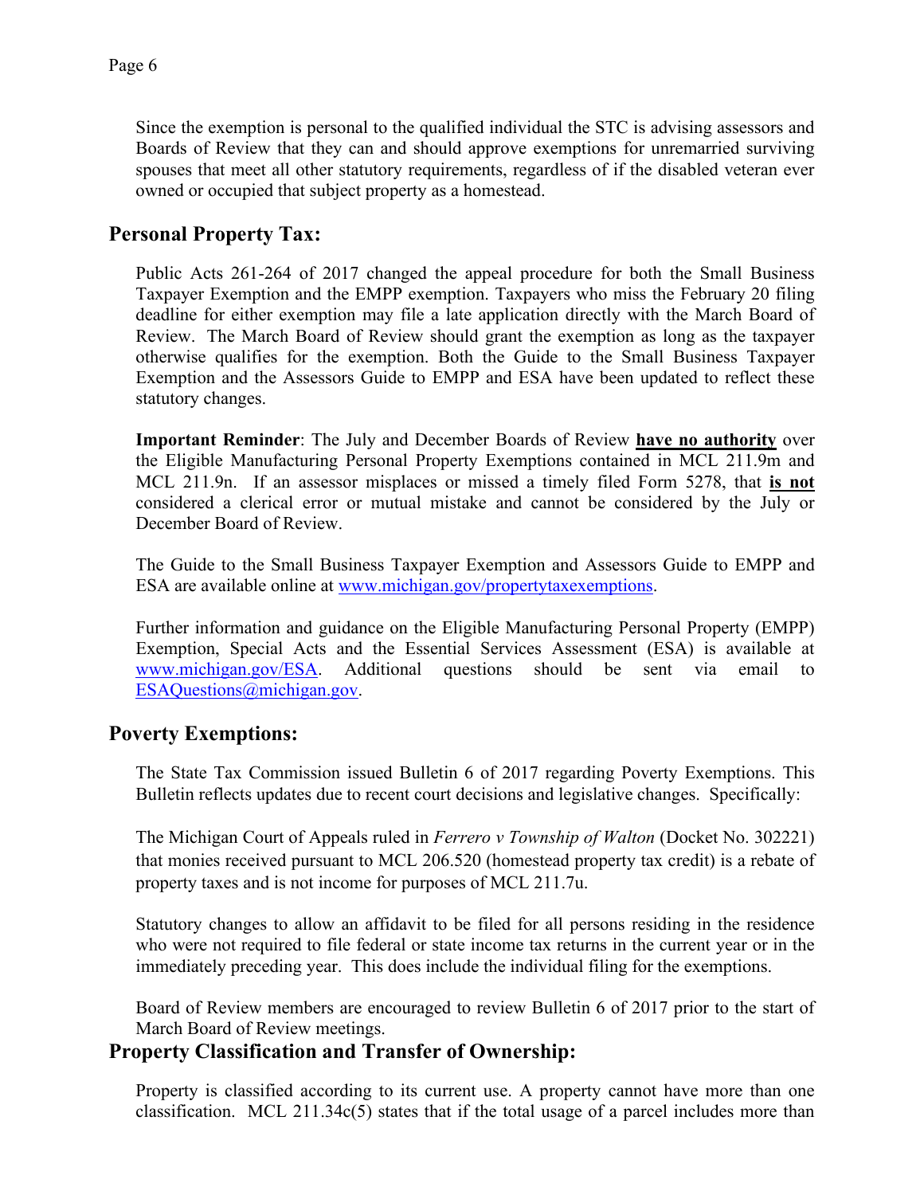Since the exemption is personal to the qualified individual the STC is advising assessors and Boards of Review that they can and should approve exemptions for unremarried surviving spouses that meet all other statutory requirements, regardless of if the disabled veteran ever owned or occupied that subject property as a homestead.

## Personal Property Tax:

Public Acts 261-264 of 2017 changed the appeal procedure for both the Small Business Taxpayer Exemption and the EMPP exemption. Taxpayers who miss the February 20 filing deadline for either exemption may file a late application directly with the March Board of Review. The March Board of Review should grant the exemption as long as the taxpayer otherwise qualifies for the exemption. Both the Guide to the Small Business Taxpayer Exemption and the Assessors Guide to EMPP and ESA have been updated to reflect these statutory changes.

**Important Reminder**: The July and December Boards of Review **have no authority** over the Eligible Manufacturing Personal Property Exemptions contained in MCL 211.9m and MCL 211.9n. If an assessor misplaces or missed a timely filed Form 5278, that **is not** considered a clerical error or mutual mistake and cannot be considered by the July or December Board of Review.

The Guide to the Small Business Taxpayer Exemption and Assessors Guide to EMPP and ESA are available online at www.michigan.gov/propertytaxexemptions.

Further information and guidance on the Eligible Manufacturing Personal Property (EMPP) Exemption, Special Acts and the Essential Services Assessment (ESA) is available at www.michigan.gov/ESA. Additional questions should be sent via email to ESAQuestions@michigan.gov.

## Poverty Exemptions:

The State Tax Commission issued Bulletin 6 of 2017 regarding Poverty Exemptions. This Bulletin reflects updates due to recent court decisions and legislative changes. Specifically:

The Michigan Court of Appeals ruled in *Ferrero v Township of Walton* (Docket No. 302221) that monies received pursuant to MCL 206.520 (homestead property tax credit) is a rebate of property taxes and is not income for purposes of MCL 211.7u.

Statutory changes to allow an affidavit to be filed for all persons residing in the residence who were not required to file federal or state income tax returns in the current year or in the immediately preceding year. This does include the individual filing for the exemptions.

Board of Review members are encouraged to review Bulletin 6 of 2017 prior to the start of March Board of Review meetings.

## Property Classification and Transfer of Ownership:

Property is classified according to its current use. A property cannot have more than one classification. MCL 211.34c(5) states that if the total usage of a parcel includes more than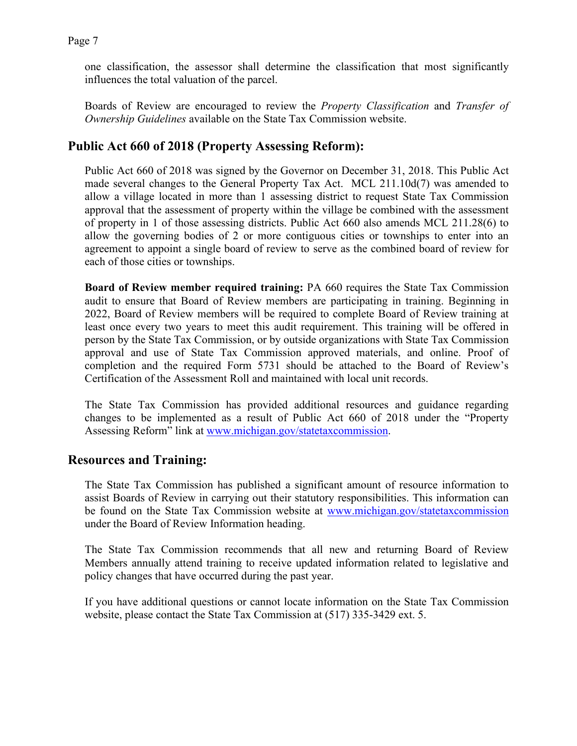one classification, the assessor shall determine the classification that most significantly influences the total valuation of the parcel.

Boards of Review are encouraged to review the *Property Classification* and *Transfer of Ownership Guidelines* available on the State Tax Commission website.

## Public Act 660 of 2018 (Property Assessing Reform):

Public Act 660 of 2018 was signed by the Governor on December 31, 2018. This Public Act made several changes to the General Property Tax Act. MCL 211.10d(7) was amended to allow a village located in more than 1 assessing district to request State Tax Commission approval that the assessment of property within the village be combined with the assessment of property in 1 of those assessing districts. Public Act 660 also amends MCL 211.28(6) to allow the governing bodies of 2 or more contiguous cities or townships to enter into an agreement to appoint a single board of review to serve as the combined board of review for each of those cities or townships.

**Board of Review member required training:** PA 660 requires the State Tax Commission audit to ensure that Board of Review members are participating in training. Beginning in 2022, Board of Review members will be required to complete Board of Review training at least once every two years to meet this audit requirement. This training will be offered in person by the State Tax Commission, or by outside organizations with State Tax Commission approval and use of State Tax Commission approved materials, and online. Proof of completion and the required Form 5731 should be attached to the Board of Review's Certification of the Assessment Roll and maintained with local unit records.

The State Tax Commission has provided additional resources and guidance regarding changes to be implemented as a result of Public Act 660 of 2018 under the "Property Assessing Reform" link at www.michigan.gov/statetaxcommission.

## Resources and Training:

The State Tax Commission has published a significant amount of resource information to assist Boards of Review in carrying out their statutory responsibilities. This information can be found on the State Tax Commission website at www.michigan.gov/statetaxcommission under the Board of Review Information heading.

The State Tax Commission recommends that all new and returning Board of Review Members annually attend training to receive updated information related to legislative and policy changes that have occurred during the past year.

If you have additional questions or cannot locate information on the State Tax Commission website, please contact the State Tax Commission at (517) 335-3429 ext. 5.